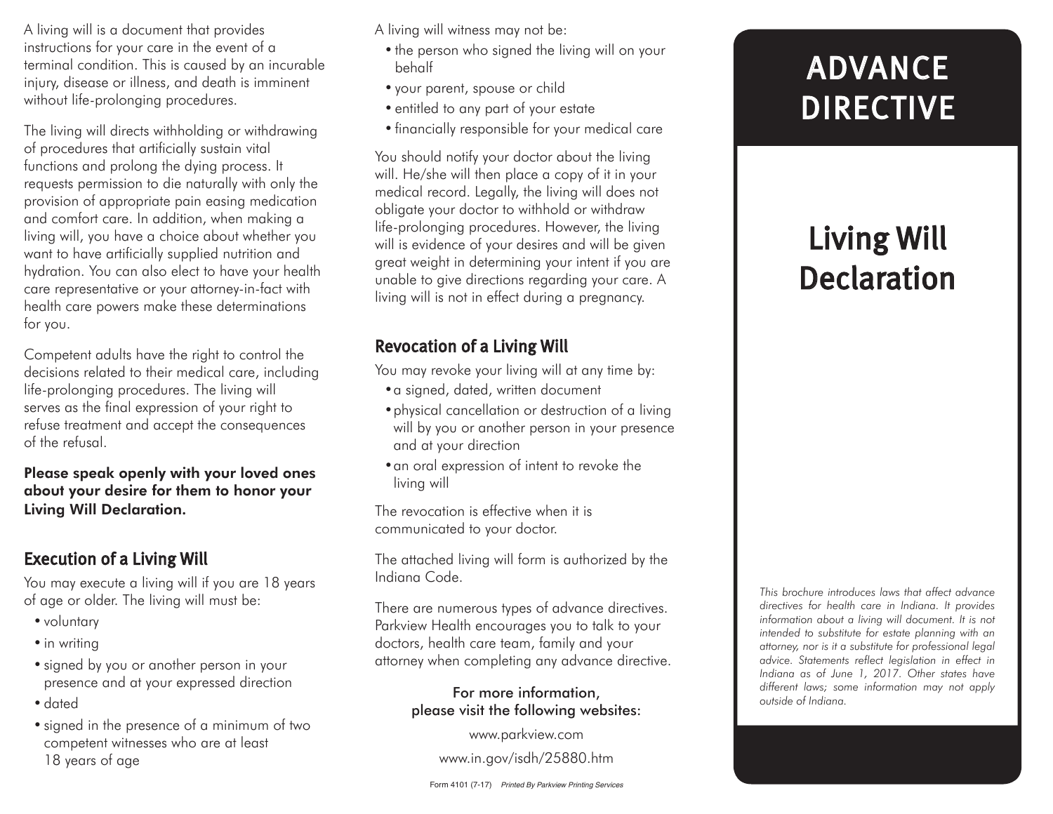A living will is a document that provides instructions for your care in the event of a terminal condition. This is caused by an incurable injury, disease or illness, and death is imminent without life-prolonging procedures.

The living will directs withholding or withdrawing of procedures that artificially sustain vital functions and prolong the dying process. It requests permission to die naturally with only the provision of appropriate pain easing medication and comfort care. In addition, when making a living will, you have a choice about whether you want to have artificially supplied nutrition and hydration. You can also elect to have your health care representative or your attorney-in-fact with health care powers make these determinations for you.

Competent adults have the right to control the decisions related to their medical care, including life-prolonging procedures. The living will serves as the final expression of your right to refuse treatment and accept the consequences of the refusal.

**Please speak openly with your loved ones about your desire for them to honor your Living Will Declaration.**

## Execution of a Living Will

You may execute a living will if you are 18 years of age or older. The living will must be:

- voluntary
- in writing
- signed by you or another person in your presence and at your expressed direction
- dated
- signed in the presence of a minimum of two competent witnesses who are at least 18 years of age

A living will witness may not be:

- the person who signed the living will on your behalf
- your parent, spouse or child
- entitled to any part of your estate
- financially responsible for your medical care

You should notify your doctor about the living will. He/she will then place a copy of it in your medical record. Legally, the living will does not obligate your doctor to withhold or withdraw life-prolonging procedures. However, the living will is evidence of your desires and will be given great weight in determining your intent if you are unable to give directions regarding your care. A living will is not in effect during a pregnancy.

## Revocation of a Living Will

You may revoke your living will at any time by:

- a signed, dated, written document
- physical cancellation or destruction of a living will by you or another person in your presence and at your direction
- an oral expression of intent to revoke the living will

The revocation is effective when it is communicated to your doctor.

The attached living will form is authorized by the Indiana Code.

There are numerous types of advance directives. Parkview Health encourages you to talk to your doctors, health care team, family and your attorney when completing any advance directive.

For more information, please visit the following websites:

www.parkview.com

www.in.gov/isdh/25880.htm

Form 4101 (7-17) *Printed By Parkview Printing Services*

# ADVANCE DIRECTIVE

# Living Will Declaration

*This brochure introduces laws that affect advance directives for health care in Indiana. It provides information about a living will document. It is not intended to substitute for estate planning with an attorney, nor is it a substitute for professional legal advice. Statements reflect legislation in effect in Indiana as of June 1, 2017. Other states have different laws; some information may not apply outside of Indiana.*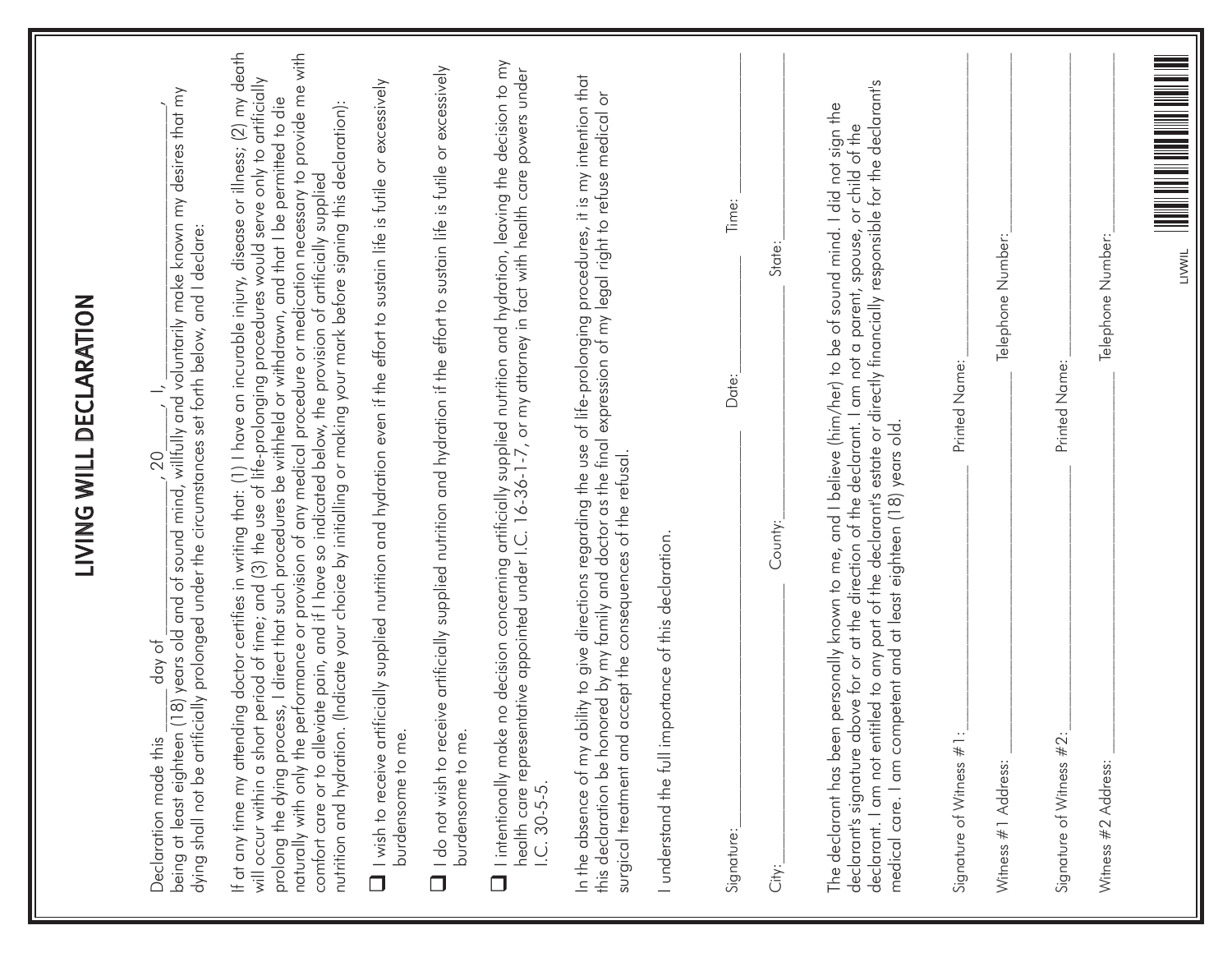# LIVING WILL DECLARATION

Declaration made this ____ day of ______________, 20____, I, ______________________________, being at least eighteen (18) years old and of sound mind, willfully and voluntarily make known my desires that my dying shall not be artificially prolonged under the circumstances set forth below, and I declare:

If at any time my attending doctor certifies in writing that: (1) I have an incurable injury, disease or illness; (2) my death will occur within a short period of time; and (3) the use of life-prolonging procedures would serve only to artificially prolong the dying process, I direct that such procedures be withheld or withdrawn, and that I be permitted to die naturally with only the performance or provision of any medical procedure or medication necessary to provide me with comfort care or to alleviate pain, and if I have so indicated below, the provision of artificially supplied nutrition and hydration. (Indicate your choice by initialling or making your mark before signing this declaration):

- ☐ I wish to receive artificially supplied nutrition and hydration even if the effort to sustain life is futile or excessively burdensome to me.
- ☐ I do not wish to receive artificially supplied nutrition and hydration if the effort to sustain life is futile or excessively burdensome to me.
- ☐ I intentionally make no decision concerning artificially supplied nutrition and hydration, leaving the decision to my health care representative appointed under I.C. 16-36-1-7, or my attorney in fact with health care powers under I.C. 30-5-5.

In the absence of my ability to give directions regarding the use of life-prolonging procedures, it is my intention that this declaration be honored by my family and doctor as the final expression of my legal right to refuse medical or surgical treatment and accept the consequences of the refusal.

I understand the full importance of this declaration.

Signature: ______________________________ Date: ______________ Time: ______________

City: ______________________ County: ______________________ State: ______________

The declarant has been personally known to me, and I believe (him/her) to be of sound mind. I did not sign the declarant's signature above for or at the direction of the declarant. I am not a parent, spouse, or child of the declarant. I am not entitled to any part of the declarant's estate or directly financially responsible for the declarant's medical care. I am competent and at least eighteen (18) years old.

Signature of Witness #1: ______________________________ Printed Name: ______________________________

Witness #1 Address: ______________________________ Telephone Number: ______________________________

Signature of Witness #2: ______________________________ Printed Name: ______________________________

Witness #2 Address: ______________________________ Telephone Number: ______________________________

LIVWIL